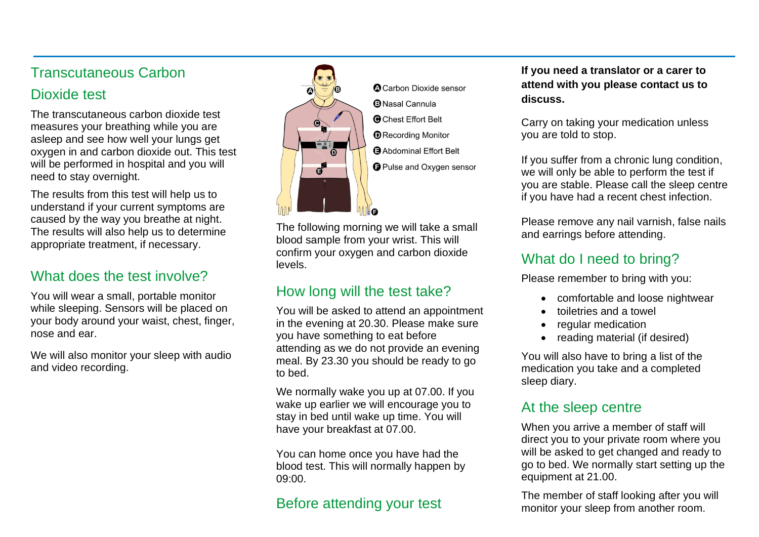# Transcutaneous Carbon Dioxide test

The transcutaneous carbon dioxide test measures your breathing while you are asleep and see how well your lungs get oxygen in and carbon dioxide out. This test will be performed in hospital and you will need to stay overnight.

The results from this test will help us to understand if your current symptoms are caused by the way you breathe at night. The results will also help us to determine appropriate treatment, if necessary.

## What does the test involve?

You will wear a small, portable monitor while sleeping. Sensors will be placed on your body around your waist, chest, finger, nose and ear.

We will also monitor your sleep with audio and video recording.

A Carbon Dioxide sensor
B Nasal Cannula
C Chest Effort Belt
D Recording Monitor
E Abdominal Effort Belt
F Pulse and Oxygen sensor

The following morning we will take a small blood sample from your wrist. This will confirm your oxygen and carbon dioxide levels.

## How long will the test take?

You will be asked to attend an appointment in the evening at 20.30. Please make sure you have something to eat before attending as we do not provide an evening meal. By 23.30 you should be ready to go to bed.

We normally wake you up at 07.00. If you wake up earlier we will encourage you to stay in bed until wake up time. You will have your breakfast at 07.00.

You can home once you have had the blood test. This will normally happen by 09:00.

## Before attending your test

**If you need a translator or a carer to attend with you please contact us to discuss.**

Carry on taking your medication unless you are told to stop.

If you suffer from a chronic lung condition, we will only be able to perform the test if you are stable. Please call the sleep centre if you have had a recent chest infection.

Please remove any nail varnish, false nails and earrings before attending.

## What do I need to bring?

Please remember to bring with you:

- comfortable and loose nightwear
- toiletries and a towel
- regular medication
- reading material (if desired)

You will also have to bring a list of the medication you take and a completed sleep diary.

## At the sleep centre

When you arrive a member of staff will direct you to your private room where you will be asked to get changed and ready to go to bed. We normally start setting up the equipment at 21.00.

The member of staff looking after you will monitor your sleep from another room.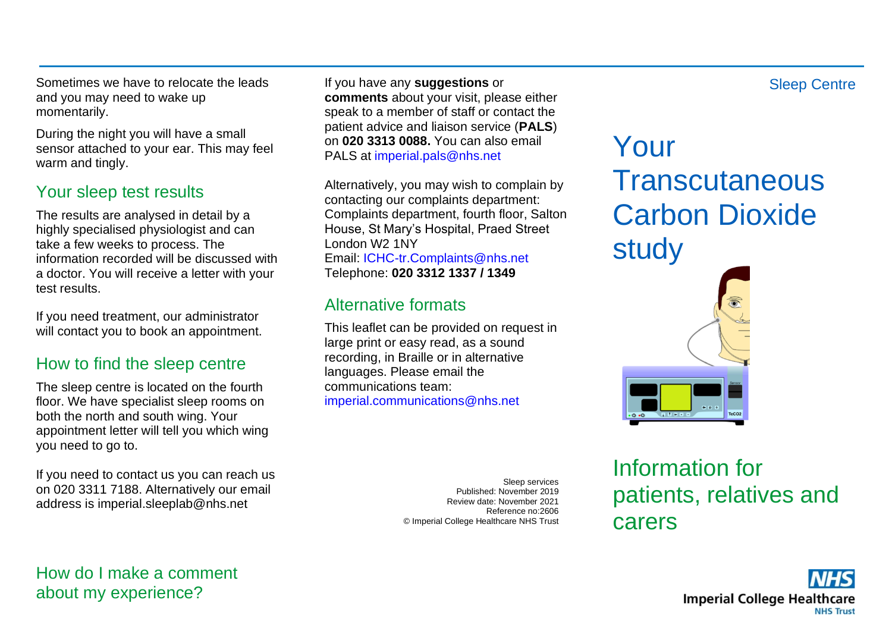Sometimes we have to relocate the leads and you may need to wake up momentarily.

During the night you will have a small sensor attached to your ear. This may feel warm and tingly.

## Your sleep test results

The results are analysed in detail by a highly specialised physiologist and can take a few weeks to process. The information recorded will be discussed with a doctor. You will receive a letter with your test results.

If you need treatment, our administrator will contact you to book an appointment.

## How to find the sleep centre

The sleep centre is located on the fourth floor. We have specialist sleep rooms on both the north and south wing. Your appointment letter will tell you which wing you need to go to.

If you need to contact us you can reach us on 020 3311 7188. Alternatively our email address is imperial.sleeplab@nhs.net

## How do I make a comment about my experience?

If you have any **suggestions** or **comments** about your visit, please either speak to a member of staff or contact the patient advice and liaison service (**PALS**) on **020 3313 0088.** You can also email PALS at imperial.pals@nhs.net

Alternatively, you may wish to complain by contacting our complaints department:
Complaints department, fourth floor, Salton House, St Mary's Hospital, Praed Street London W2 1NY
Email: ICHC-tr.Complaints@nhs.net
Telephone: **020 3312 1337 / 1349**

## Alternative formats

This leaflet can be provided on request in large print or easy read, as a sound recording, in Braille or in alternative languages. Please email the communications team: imperial.communications@nhs.net

Sleep services
Published: November 2019
Review date: November 2021
Reference no:2606
© Imperial College Healthcare NHS Trust

Sleep Centre

# Your Transcutaneous Carbon Dioxide study

## Information for patients, relatives and carers

NHS
Imperial College Healthcare
NHS Trust